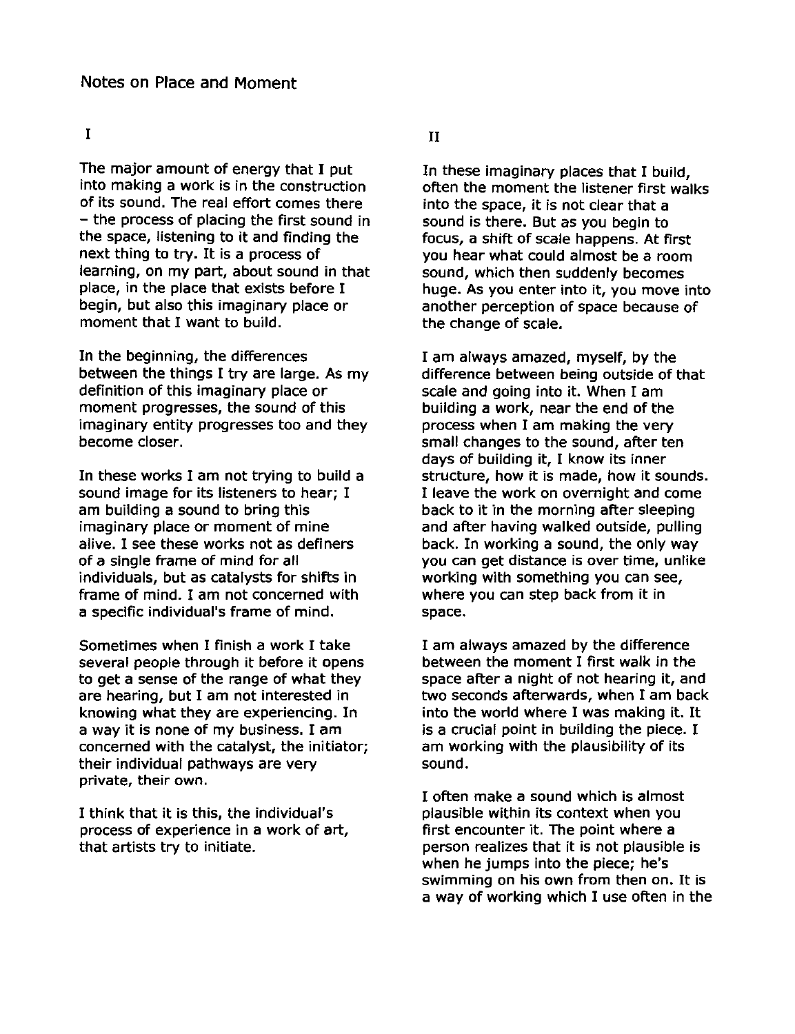# Notes on Place and Moment

## I

The major amount of energy that I put into making a work is in the construction of its sound. The real effort comes there – the process of placing the first sound in the space, listening to it and finding the next thing to try. It is a process of learning, on my part, about sound in that place, in the place that exists before I begin, but also this imaginary place or moment that I want to build.

In the beginning, the differences between the things I try are large. As my definition of this imaginary place or moment progresses, the sound of this imaginary entity progresses too and they become closer.

In these works I am not trying to build a sound image for its listeners to hear; I am building a sound to bring this imaginary place or moment of mine alive. I see these works not as definers of a single frame of mind for all individuals, but as catalysts for shifts in frame of mind. I am not concerned with a specific individual's frame of mind.

Sometimes when I finish a work I take several people through it before it opens to get a sense of the range of what they are hearing, but I am not interested in knowing what they are experiencing. In a way it is none of my business. I am concerned with the catalyst, the initiator; their individual pathways are very private, their own.

I think that it is this, the individual's process of experience in a work of art, that artists try to initiate.

## II

In these imaginary places that I build, often the moment the listener first walks into the space, it is not clear that a sound is there. But as you begin to focus, a shift of scale happens. At first you hear what could almost be a room sound, which then suddenly becomes huge. As you enter into it, you move into another perception of space because of the change of scale.

I am always amazed, myself, by the difference between being outside of that scale and going into it. When I am building a work, near the end of the process when I am making the very small changes to the sound, after ten days of building it, I know its inner structure, how it is made, how it sounds. I leave the work on overnight and come back to it in the morning after sleeping and after having walked outside, pulling back. In working a sound, the only way you can get distance is over time, unlike working with something you can see, where you can step back from it in space.

I am always amazed by the difference between the moment I first walk in the space after a night of not hearing it, and two seconds afterwards, when I am back into the world where I was making it. It is a crucial point in building the piece. I am working with the plausibility of its sound.

I often make a sound which is almost plausible within its context when you first encounter it. The point where a person realizes that it is not plausible is when he jumps into the piece; he's swimming on his own from then on. It is a way of working which I use often in the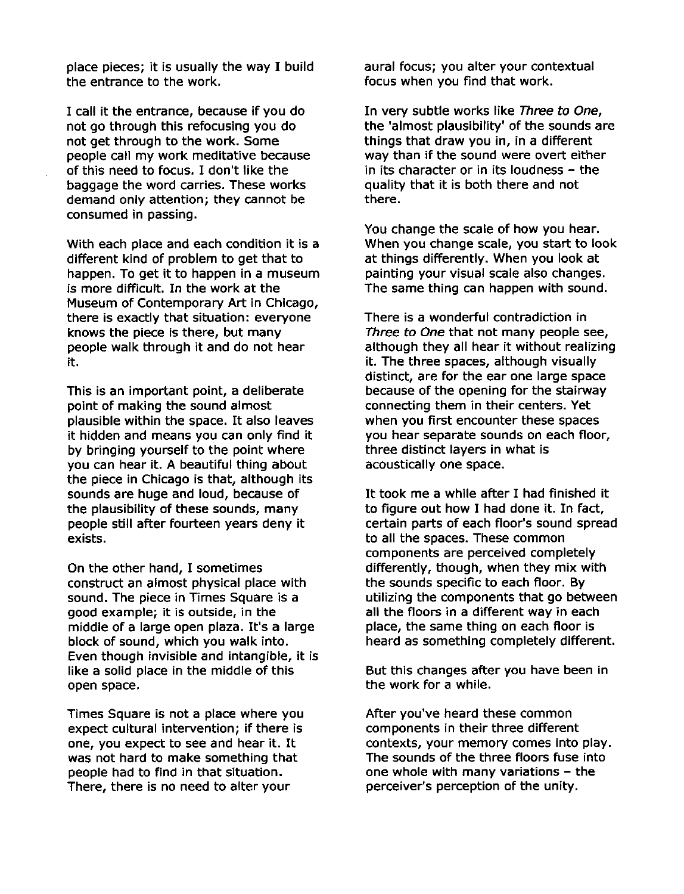place pieces; it is usually the way I build the entrance to the work.

I call it the entrance, because if you do not go through this refocusing you do not get through to the work. Some people call my work meditative because of this need to focus. I don't like the baggage the word carries. These works demand only attention; they cannot be consumed in passing.

With each place and each condition it is a different kind of problem to get that to happen. To get it to happen in a museum is more difficult. In the work at the Museum of Contemporary Art in Chicago, there is exactly that situation: everyone knows the piece is there, but many people walk through it and do not hear it.

This is an important point, a deliberate point of making the sound almost plausible within the space. It also leaves it hidden and means you can only find it by bringing yourself to the point where you can hear it. A beautiful thing about the piece in Chicago is that, although its sounds are huge and loud, because of the plausibility of these sounds, many people still after fourteen years deny it exists.

On the other hand, I sometimes construct an almost physical place with sound. The piece in Times Square is a good example; it is outside, in the middle of a large open plaza. It's a large block of sound, which you walk into. Even though invisible and intangible, it is like a solid place in the middle of this open space.

Times Square is not a place where you expect cultural intervention; if there is one, you expect to see and hear it. It was not hard to make something that people had to find in that situation. There, there is no need to alter your aural focus; you alter your contextual focus when you find that work.

In very subtle works like *Three to One*, the 'almost plausibility' of the sounds are things that draw you in, in a different way than if the sound were overt either in its character or in its loudness – the quality that it is both there and not there.

You change the scale of how you hear. When you change scale, you start to look at things differently. When you look at painting your visual scale also changes. The same thing can happen with sound.

There is a wonderful contradiction in *Three to One* that not many people see, although they all hear it without realizing it. The three spaces, although visually distinct, are for the ear one large space because of the opening for the stairway connecting them in their centers. Yet when you first encounter these spaces you hear separate sounds on each floor, three distinct layers in what is acoustically one space.

It took me a while after I had finished it to figure out how I had done it. In fact, certain parts of each floor's sound spread to all the spaces. These common components are perceived completely differently, though, when they mix with the sounds specific to each floor. By utilizing the components that go between all the floors in a different way in each place, the same thing on each floor is heard as something completely different.

But this changes after you have been in the work for a while.

After you've heard these common components in their three different contexts, your memory comes into play. The sounds of the three floors fuse into one whole with many variations – the perceiver's perception of the unity.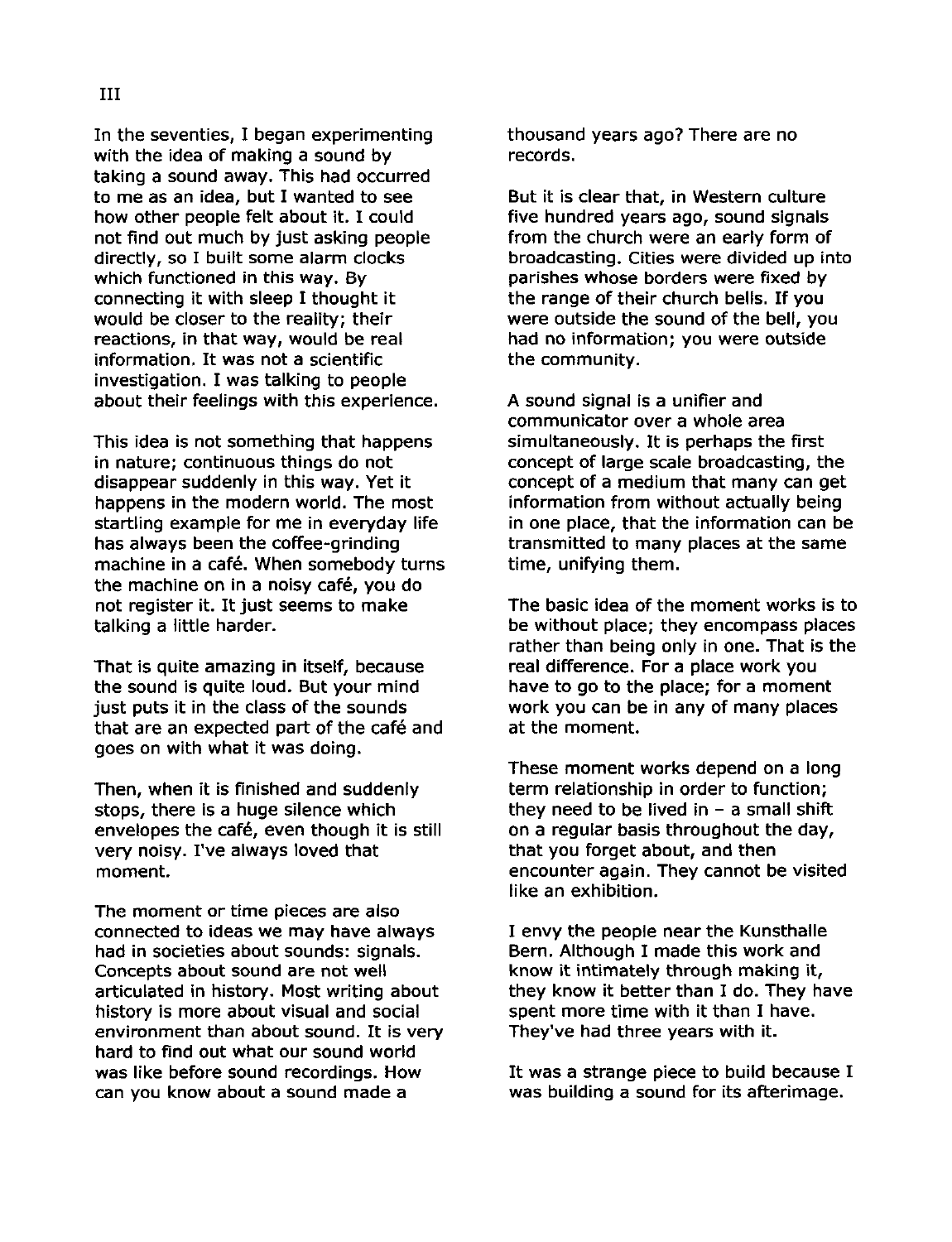## III

In the seventies, I began experimenting with the idea of making a sound by taking a sound away. This had occurred to me as an idea, but I wanted to see how other people felt about it. I could not find out much by just asking people directly, so I built some alarm clocks which functioned in this way. By connecting it with sleep I thought it would be closer to the reality; their reactions, in that way, would be real information. It was not a scientific investigation. I was talking to people about their feelings with this experience.

This idea is not something that happens in nature; continuous things do not disappear suddenly in this way. Yet it happens in the modern world. The most startling example for me in everyday life has always been the coffee-grinding machine in a café. When somebody turns the machine on in a noisy café, you do not register it. It just seems to make talking a little harder.

That is quite amazing in itself, because the sound is quite loud. But your mind just puts it in the class of the sounds that are an expected part of the café and goes on with what it was doing.

Then, when it is finished and suddenly stops, there is a huge silence which envelopes the café, even though it is still very noisy. I've always loved that moment.

The moment or time pieces are also connected to ideas we may have always had in societies about sounds: signals. Concepts about sound are not well articulated in history. Most writing about history is more about visual and social environment than about sound. It is very hard to find out what our sound world was like before sound recordings. How can you know about a sound made a thousand years ago? There are no records.

But it is clear that, in Western culture five hundred years ago, sound signals from the church were an early form of broadcasting. Cities were divided up into parishes whose borders were fixed by the range of their church bells. If you were outside the sound of the bell, you had no information; you were outside the community.

A sound signal is a unifier and communicator over a whole area simultaneously. It is perhaps the first concept of large scale broadcasting, the concept of a medium that many can get information from without actually being in one place, that the information can be transmitted to many places at the same time, unifying them.

The basic idea of the moment works is to be without place; they encompass places rather than being only in one. That is the real difference. For a place work you have to go to the place; for a moment work you can be in any of many places at the moment.

These moment works depend on a long term relationship in order to function; they need to be lived in – a small shift on a regular basis throughout the day, that you forget about, and then encounter again. They cannot be visited like an exhibition.

I envy the people near the Kunsthalle Bern. Although I made this work and know it intimately through making it, they know it better than I do. They have spent more time with it than I have. They've had three years with it.

It was a strange piece to build because I was building a sound for its afterimage.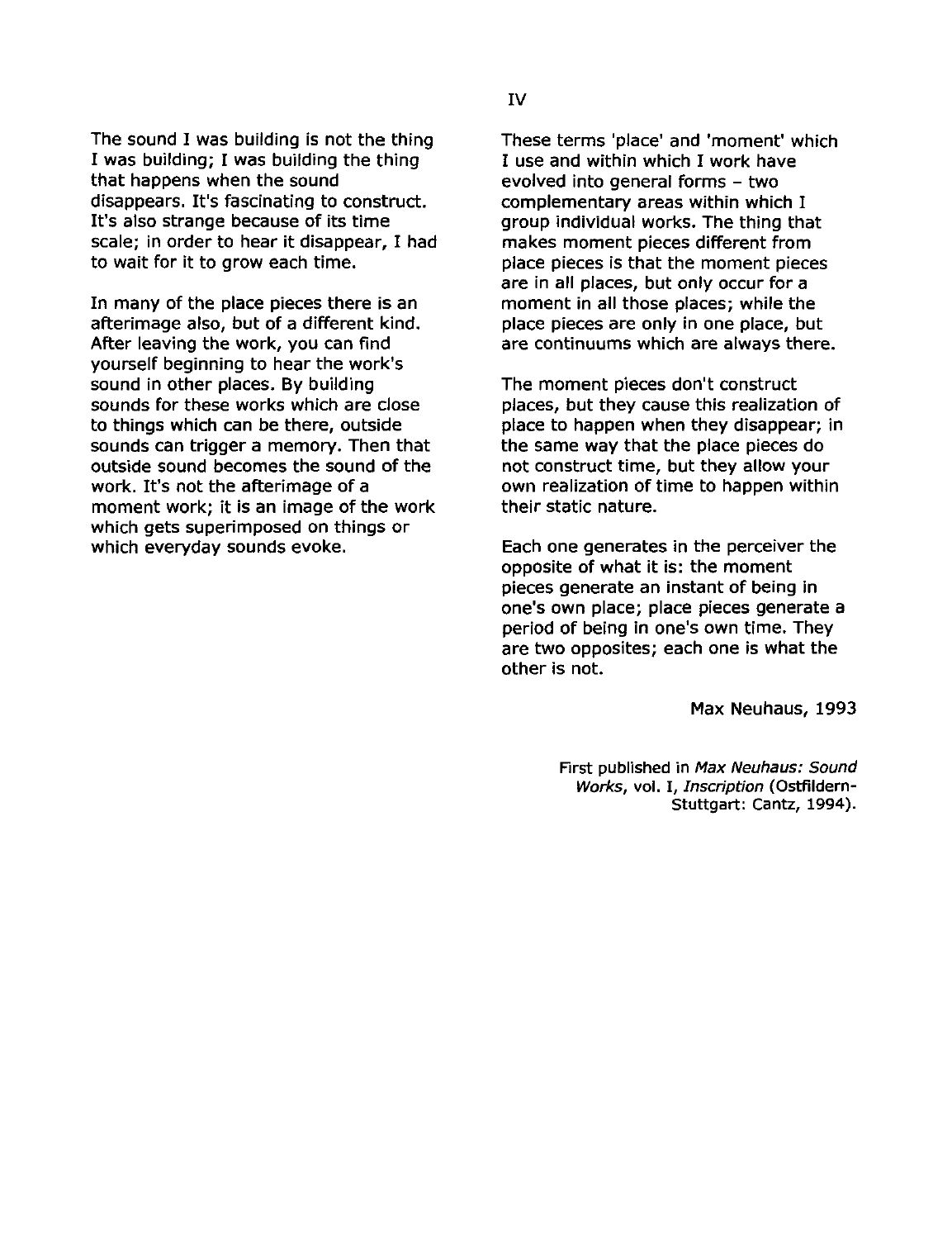The sound I was building is not the thing I was building; I was building the thing that happens when the sound disappears. It's fascinating to construct. It's also strange because of its time scale; in order to hear it disappear, I had to wait for it to grow each time.

In many of the place pieces there is an afterimage also, but of a different kind. After leaving the work, you can find yourself beginning to hear the work's sound in other places. By building sounds for these works which are close to things which can be there, outside sounds can trigger a memory. Then that outside sound becomes the sound of the work. It's not the afterimage of a moment work; it is an image of the work which gets superimposed on things or which everyday sounds evoke.

IV

These terms 'place' and 'moment' which I use and within which I work have evolved into general forms – two complementary areas within which I group individual works. The thing that makes moment pieces different from place pieces is that the moment pieces are in all places, but only occur for a moment in all those places; while the place pieces are only in one place, but are continuums which are always there.

The moment pieces don't construct places, but they cause this realization of place to happen when they disappear; in the same way that the place pieces do not construct time, but they allow your own realization of time to happen within their static nature.

Each one generates in the perceiver the opposite of what it is: the moment pieces generate an instant of being in one's own place; place pieces generate a period of being in one's own time. They are two opposites; each one is what the other is not.

Max Neuhaus, 1993

First published in *Max Neuhaus: Sound Works*, vol. I, *Inscription* (Ostfildern-Stuttgart: Cantz, 1994).